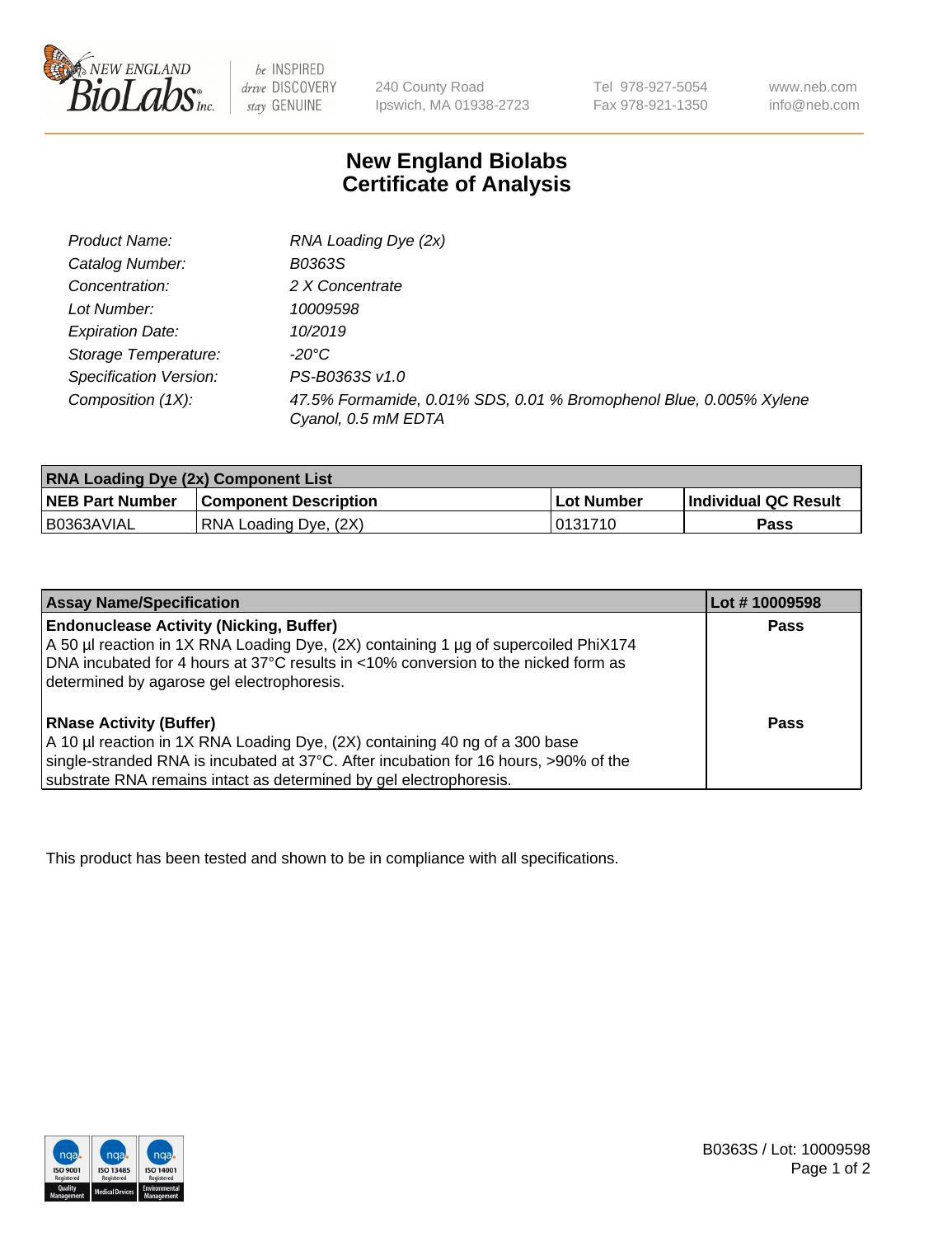New England BioLabs Inc. — be INSPIRED drive DISCOVERY stay GENUINE

240 County Road
Ipswich, MA 01938-2723

Tel 978-927-5054
Fax 978-921-1350

www.neb.com
info@neb.com

# New England Biolabs
# Certificate of Analysis

| | |
|---|---|
| *Product Name:* | *RNA Loading Dye (2x)* |
| *Catalog Number:* | *B0363S* |
| *Concentration:* | *2 X Concentrate* |
| *Lot Number:* | *10009598* |
| *Expiration Date:* | *10/2019* |
| *Storage Temperature:* | *-20°C* |
| *Specification Version:* | *PS-B0363S v1.0* |
| *Composition (1X):* | *47.5% Formamide, 0.01% SDS, 0.01 % Bromophenol Blue, 0.005% Xylene Cyanol, 0.5 mM EDTA* |

| **RNA Loading Dye (2x) Component List** | | | |
|---|---|---|---|
| **NEB Part Number** | **Component Description** | **Lot Number** | **Individual QC Result** |
| B0363AVIAL | RNA Loading Dye, (2X) | 0131710 | **Pass** |

| **Assay Name/Specification** | **Lot # 10009598** |
|---|---|
| **Endonuclease Activity (Nicking, Buffer)**<br>A 50 µl reaction in 1X RNA Loading Dye, (2X) containing 1 µg of supercoiled PhiX174 DNA incubated for 4 hours at 37°C results in <10% conversion to the nicked form as determined by agarose gel electrophoresis. | **Pass** |
| **RNase Activity (Buffer)**<br>A 10 µl reaction in 1X RNA Loading Dye, (2X) containing 40 ng of a 300 base single-stranded RNA is incubated at 37°C. After incubation for 16 hours, >90% of the substrate RNA remains intact as determined by gel electrophoresis. | **Pass** |

This product has been tested and shown to be in compliance with all specifications.

B0363S / Lot: 10009598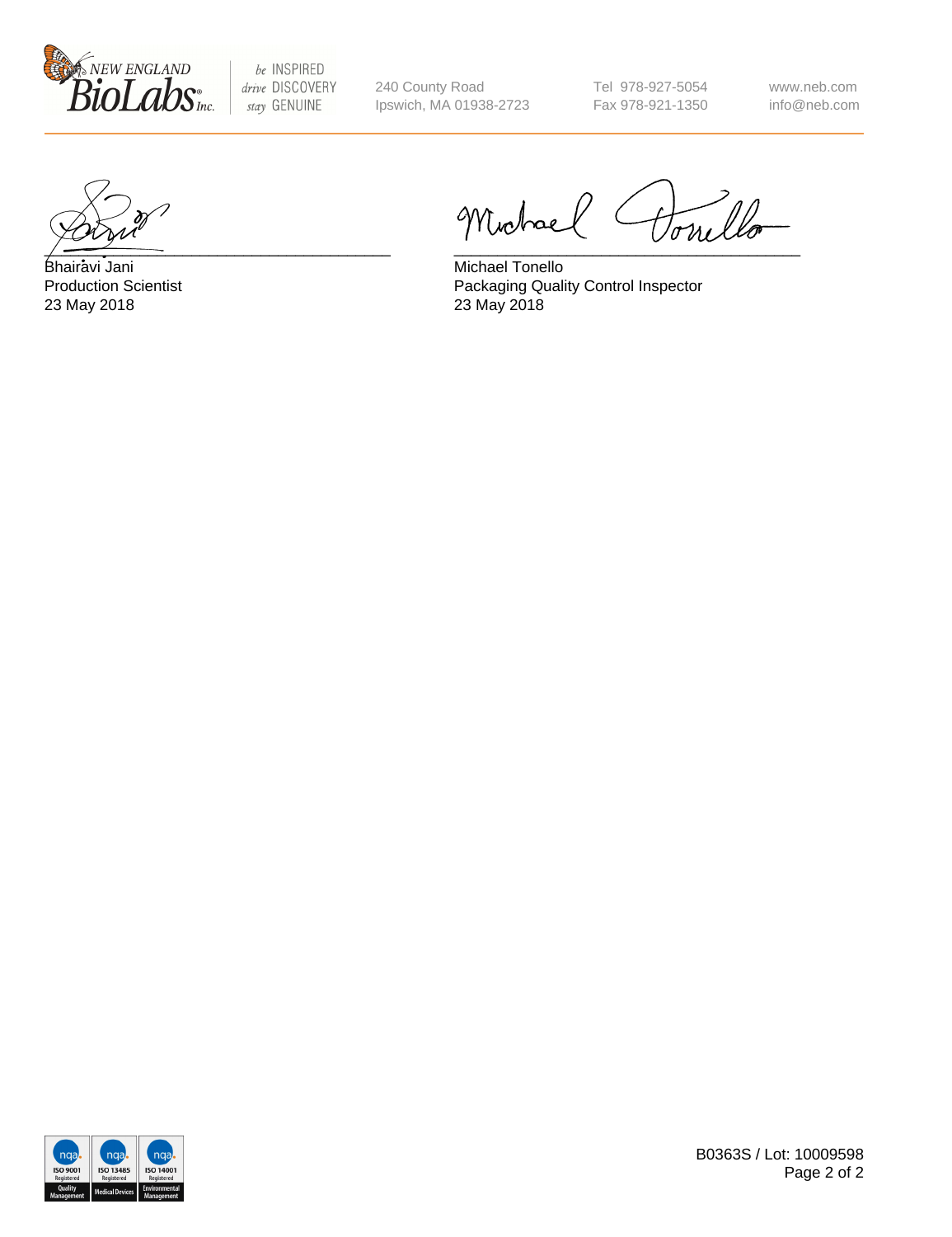240 County Road
Ipswich, MA 01938-2723

Tel 978-927-5054
Fax 978-921-1350

www.neb.com
info@neb.com

______________________________________

Bhairavi Jani
Production Scientist
23 May 2018

______________________________________

Michael Tonello
Packaging Quality Control Inspector
23 May 2018

B0363S / Lot: 10009598